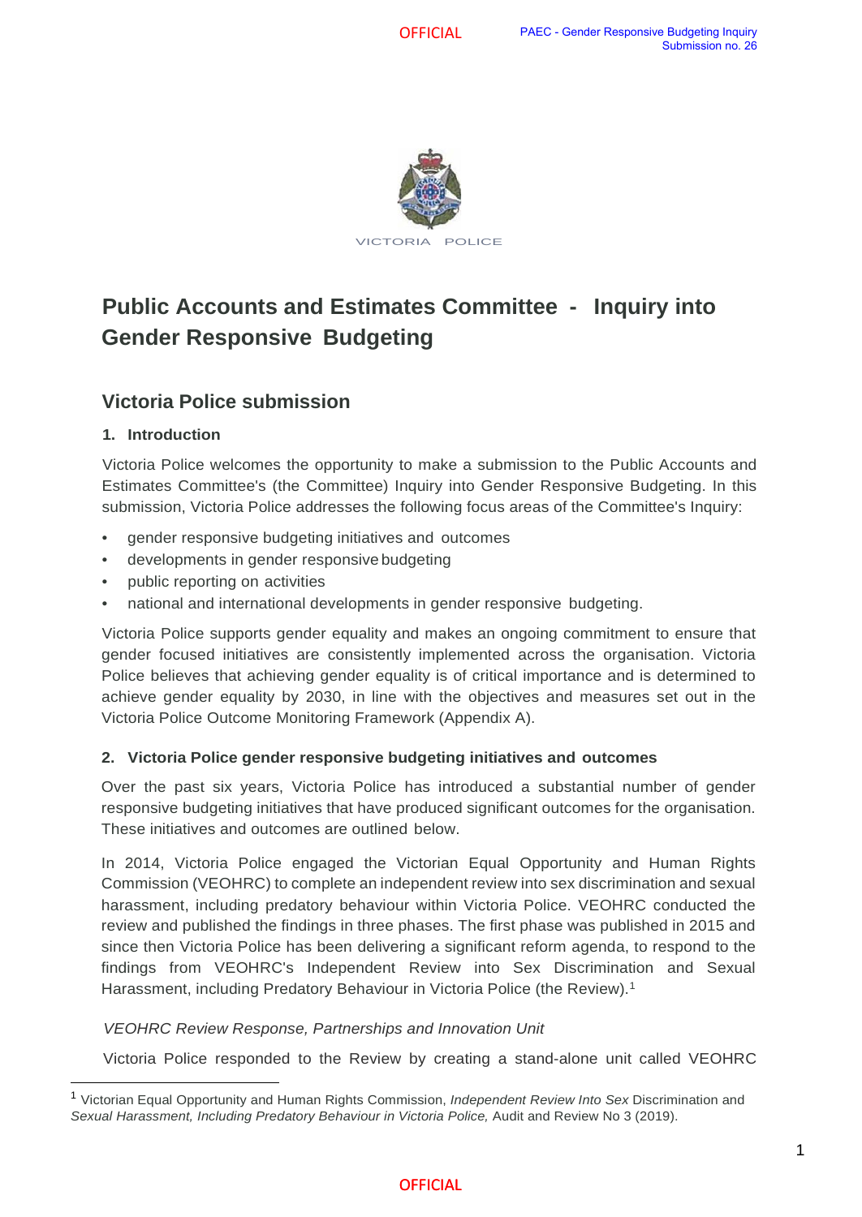VICTORIA POLICE

# Public Accounts and Estimates Committee - Inquiry into Gender Responsive Budgeting

## Victoria Police submission

### 1. Introduction

Victoria Police welcomes the opportunity to make a submission to the Public Accounts and Estimates Committee's (the Committee) Inquiry into Gender Responsive Budgeting. In this submission, Victoria Police addresses the following focus areas of the Committee's Inquiry:

- gender responsive budgeting initiatives and outcomes
- developments in gender responsive budgeting
- public reporting on activities
- national and international developments in gender responsive budgeting.

Victoria Police supports gender equality and makes an ongoing commitment to ensure that gender focused initiatives are consistently implemented across the organisation. Victoria Police believes that achieving gender equality is of critical importance and is determined to achieve gender equality by 2030, in line with the objectives and measures set out in the Victoria Police Outcome Monitoring Framework (Appendix A).

### 2. Victoria Police gender responsive budgeting initiatives and outcomes

Over the past six years, Victoria Police has introduced a substantial number of gender responsive budgeting initiatives that have produced significant outcomes for the organisation. These initiatives and outcomes are outlined below.

In 2014, Victoria Police engaged the Victorian Equal Opportunity and Human Rights Commission (VEOHRC) to complete an independent review into sex discrimination and sexual harassment, including predatory behaviour within Victoria Police. VEOHRC conducted the review and published the findings in three phases. The first phase was published in 2015 and since then Victoria Police has been delivering a significant reform agenda, to respond to the findings from VEOHRC's Independent Review into Sex Discrimination and Sexual Harassment, including Predatory Behaviour in Victoria Police (the Review).[1]

*VEOHRC Review Response, Partnerships and Innovation Unit*

Victoria Police responded to the Review by creating a stand-alone unit called VEOHRC

[1] Victorian Equal Opportunity and Human Rights Commission, *Independent Review Into Sex* Discrimination and *Sexual Harassment, Including Predatory Behaviour in Victoria Police,* Audit and Review No 3 (2019).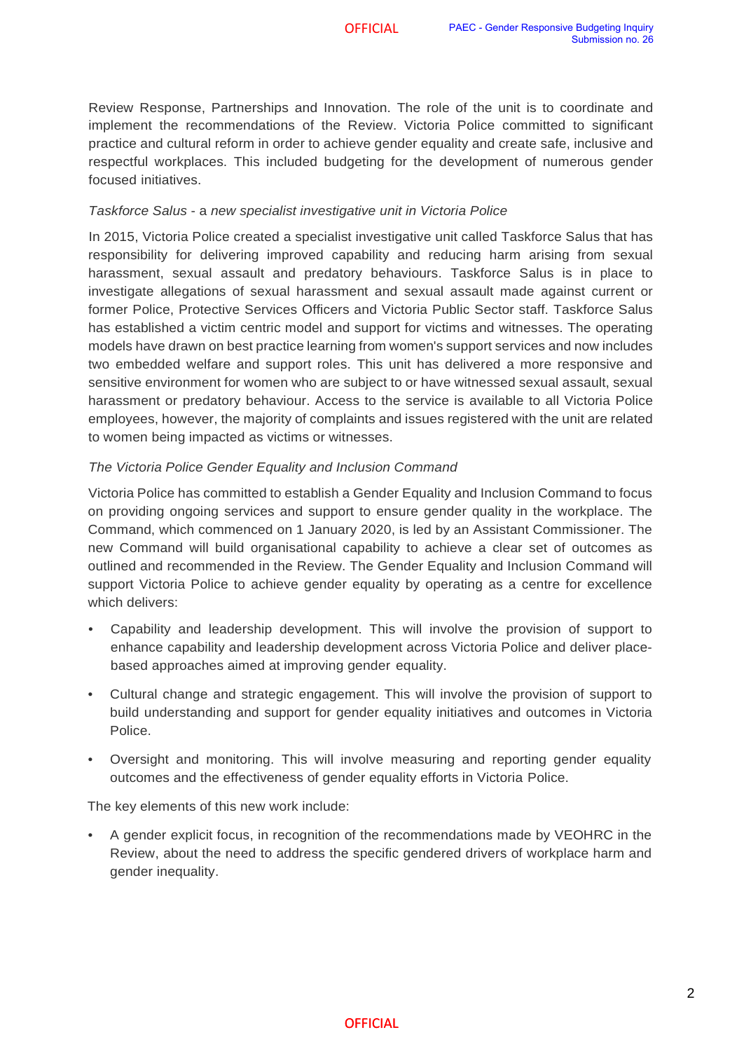Review Response, Partnerships and Innovation. The role of the unit is to coordinate and implement the recommendations of the Review. Victoria Police committed to significant practice and cultural reform in order to achieve gender equality and create safe, inclusive and respectful workplaces. This included budgeting for the development of numerous gender focused initiatives.

*Taskforce Salus* - a *new specialist investigative unit in Victoria Police*

In 2015, Victoria Police created a specialist investigative unit called Taskforce Salus that has responsibility for delivering improved capability and reducing harm arising from sexual harassment, sexual assault and predatory behaviours. Taskforce Salus is in place to investigate allegations of sexual harassment and sexual assault made against current or former Police, Protective Services Officers and Victoria Public Sector staff. Taskforce Salus has established a victim centric model and support for victims and witnesses. The operating models have drawn on best practice learning from women's support services and now includes two embedded welfare and support roles. This unit has delivered a more responsive and sensitive environment for women who are subject to or have witnessed sexual assault, sexual harassment or predatory behaviour. Access to the service is available to all Victoria Police employees, however, the majority of complaints and issues registered with the unit are related to women being impacted as victims or witnesses.

*The Victoria Police Gender Equality and Inclusion Command*

Victoria Police has committed to establish a Gender Equality and Inclusion Command to focus on providing ongoing services and support to ensure gender quality in the workplace. The Command, which commenced on 1 January 2020, is led by an Assistant Commissioner. The new Command will build organisational capability to achieve a clear set of outcomes as outlined and recommended in the Review. The Gender Equality and Inclusion Command will support Victoria Police to achieve gender equality by operating as a centre for excellence which delivers:

- Capability and leadership development. This will involve the provision of support to enhance capability and leadership development across Victoria Police and deliver place-based approaches aimed at improving gender equality.
- Cultural change and strategic engagement. This will involve the provision of support to build understanding and support for gender equality initiatives and outcomes in Victoria Police.
- Oversight and monitoring. This will involve measuring and reporting gender equality outcomes and the effectiveness of gender equality efforts in Victoria Police.

The key elements of this new work include:

- A gender explicit focus, in recognition of the recommendations made by VEOHRC in the Review, about the need to address the specific gendered drivers of workplace harm and gender inequality.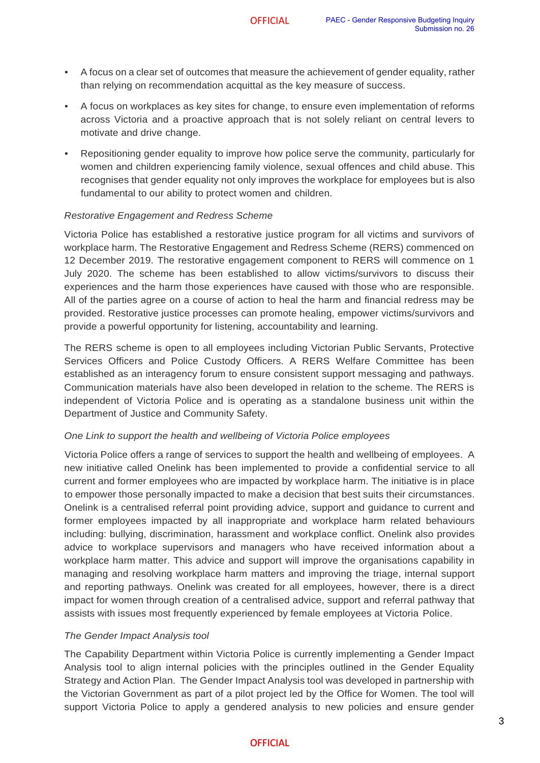- A focus on a clear set of outcomes that measure the achievement of gender equality, rather than relying on recommendation acquittal as the key measure of success.
- A focus on workplaces as key sites for change, to ensure even implementation of reforms across Victoria and a proactive approach that is not solely reliant on central levers to motivate and drive change.
- Repositioning gender equality to improve how police serve the community, particularly for women and children experiencing family violence, sexual offences and child abuse. This recognises that gender equality not only improves the workplace for employees but is also fundamental to our ability to protect women and children.

*Restorative Engagement and Redress Scheme*

Victoria Police has established a restorative justice program for all victims and survivors of workplace harm. The Restorative Engagement and Redress Scheme (RERS) commenced on 12 December 2019. The restorative engagement component to RERS will commence on 1 July 2020. The scheme has been established to allow victims/survivors to discuss their experiences and the harm those experiences have caused with those who are responsible. All of the parties agree on a course of action to heal the harm and financial redress may be provided. Restorative justice processes can promote healing, empower victims/survivors and provide a powerful opportunity for listening, accountability and learning.

The RERS scheme is open to all employees including Victorian Public Servants, Protective Services Officers and Police Custody Officers. A RERS Welfare Committee has been established as an interagency forum to ensure consistent support messaging and pathways. Communication materials have also been developed in relation to the scheme. The RERS is independent of Victoria Police and is operating as a standalone business unit within the Department of Justice and Community Safety.

*One Link to support the health and wellbeing of Victoria Police employees*

Victoria Police offers a range of services to support the health and wellbeing of employees. A new initiative called Onelink has been implemented to provide a confidential service to all current and former employees who are impacted by workplace harm. The initiative is in place to empower those personally impacted to make a decision that best suits their circumstances. Onelink is a centralised referral point providing advice, support and guidance to current and former employees impacted by all inappropriate and workplace harm related behaviours including: bullying, discrimination, harassment and workplace conflict. Onelink also provides advice to workplace supervisors and managers who have received information about a workplace harm matter. This advice and support will improve the organisations capability in managing and resolving workplace harm matters and improving the triage, internal support and reporting pathways. Onelink was created for all employees, however, there is a direct impact for women through creation of a centralised advice, support and referral pathway that assists with issues most frequently experienced by female employees at Victoria Police.

*The Gender Impact Analysis tool*

The Capability Department within Victoria Police is currently implementing a Gender Impact Analysis tool to align internal policies with the principles outlined in the Gender Equality Strategy and Action Plan. The Gender Impact Analysis tool was developed in partnership with the Victorian Government as part of a pilot project led by the Office for Women. The tool will support Victoria Police to apply a gendered analysis to new policies and ensure gender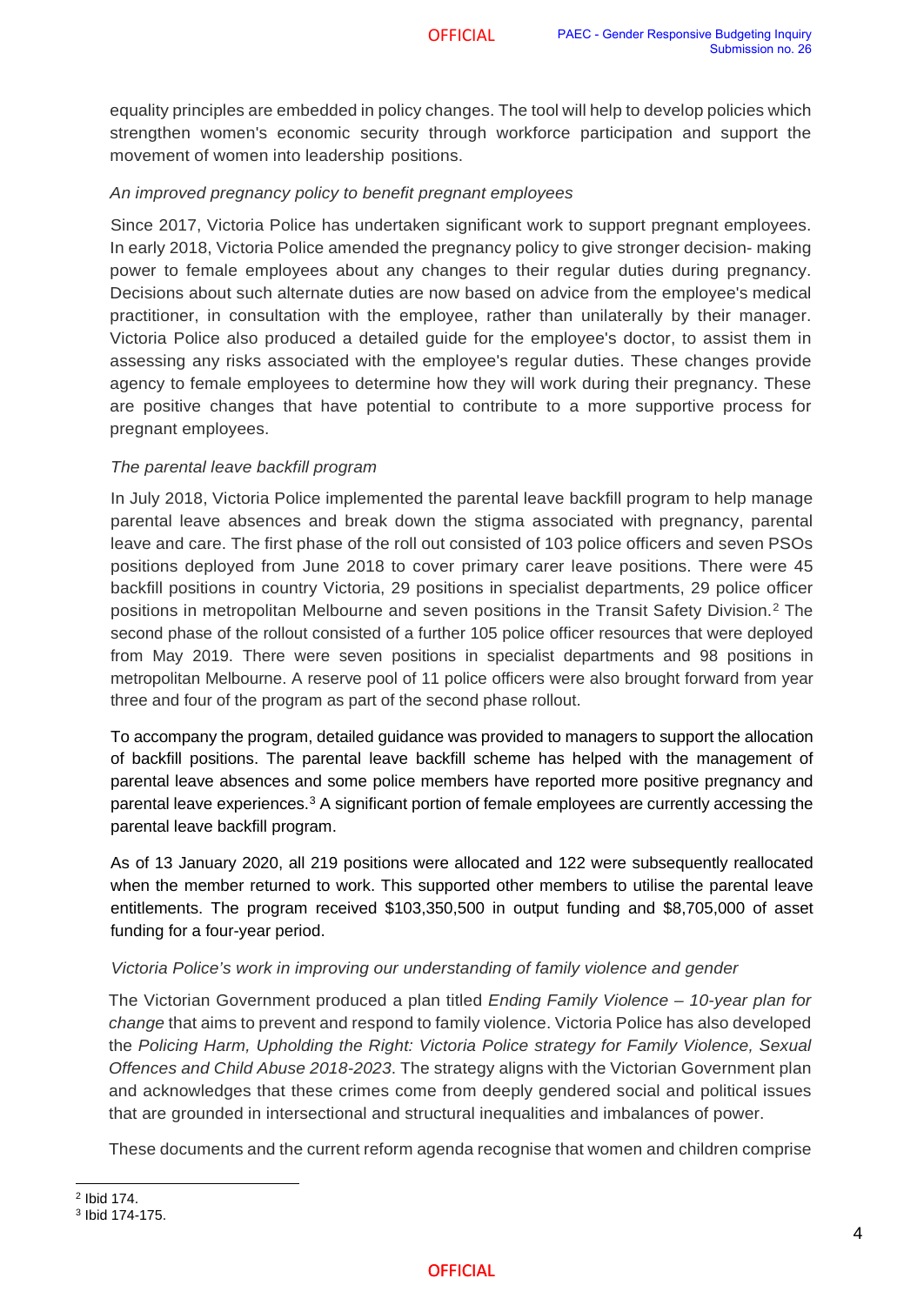equality principles are embedded in policy changes. The tool will help to develop policies which strengthen women's economic security through workforce participation and support the movement of women into leadership positions.

*An improved pregnancy policy to benefit pregnant employees*

Since 2017, Victoria Police has undertaken significant work to support pregnant employees. In early 2018, Victoria Police amended the pregnancy policy to give stronger decision- making power to female employees about any changes to their regular duties during pregnancy. Decisions about such alternate duties are now based on advice from the employee's medical practitioner, in consultation with the employee, rather than unilaterally by their manager. Victoria Police also produced a detailed guide for the employee's doctor, to assist them in assessing any risks associated with the employee's regular duties. These changes provide agency to female employees to determine how they will work during their pregnancy. These are positive changes that have potential to contribute to a more supportive process for pregnant employees.

*The parental leave backfill program*

In July 2018, Victoria Police implemented the parental leave backfill program to help manage parental leave absences and break down the stigma associated with pregnancy, parental leave and care. The first phase of the roll out consisted of 103 police officers and seven PSOs positions deployed from June 2018 to cover primary carer leave positions. There were 45 backfill positions in country Victoria, 29 positions in specialist departments, 29 police officer positions in metropolitan Melbourne and seven positions in the Transit Safety Division.[2] The second phase of the rollout consisted of a further 105 police officer resources that were deployed from May 2019. There were seven positions in specialist departments and 98 positions in metropolitan Melbourne. A reserve pool of 11 police officers were also brought forward from year three and four of the program as part of the second phase rollout.

To accompany the program, detailed guidance was provided to managers to support the allocation of backfill positions. The parental leave backfill scheme has helped with the management of parental leave absences and some police members have reported more positive pregnancy and parental leave experiences.[3] A significant portion of female employees are currently accessing the parental leave backfill program.

As of 13 January 2020, all 219 positions were allocated and 122 were subsequently reallocated when the member returned to work. This supported other members to utilise the parental leave entitlements. The program received $103,350,500 in output funding and $8,705,000 of asset funding for a four-year period.

*Victoria Police's work in improving our understanding of family violence and gender*

The Victorian Government produced a plan titled *Ending Family Violence – 10-year plan for change* that aims to prevent and respond to family violence. Victoria Police has also developed the *Policing Harm, Upholding the Right: Victoria Police strategy for Family Violence, Sexual Offences and Child Abuse 2018-2023*. The strategy aligns with the Victorian Government plan and acknowledges that these crimes come from deeply gendered social and political issues that are grounded in intersectional and structural inequalities and imbalances of power.

These documents and the current reform agenda recognise that women and children comprise

---

[2] Ibid 174.

[3] Ibid 174-175.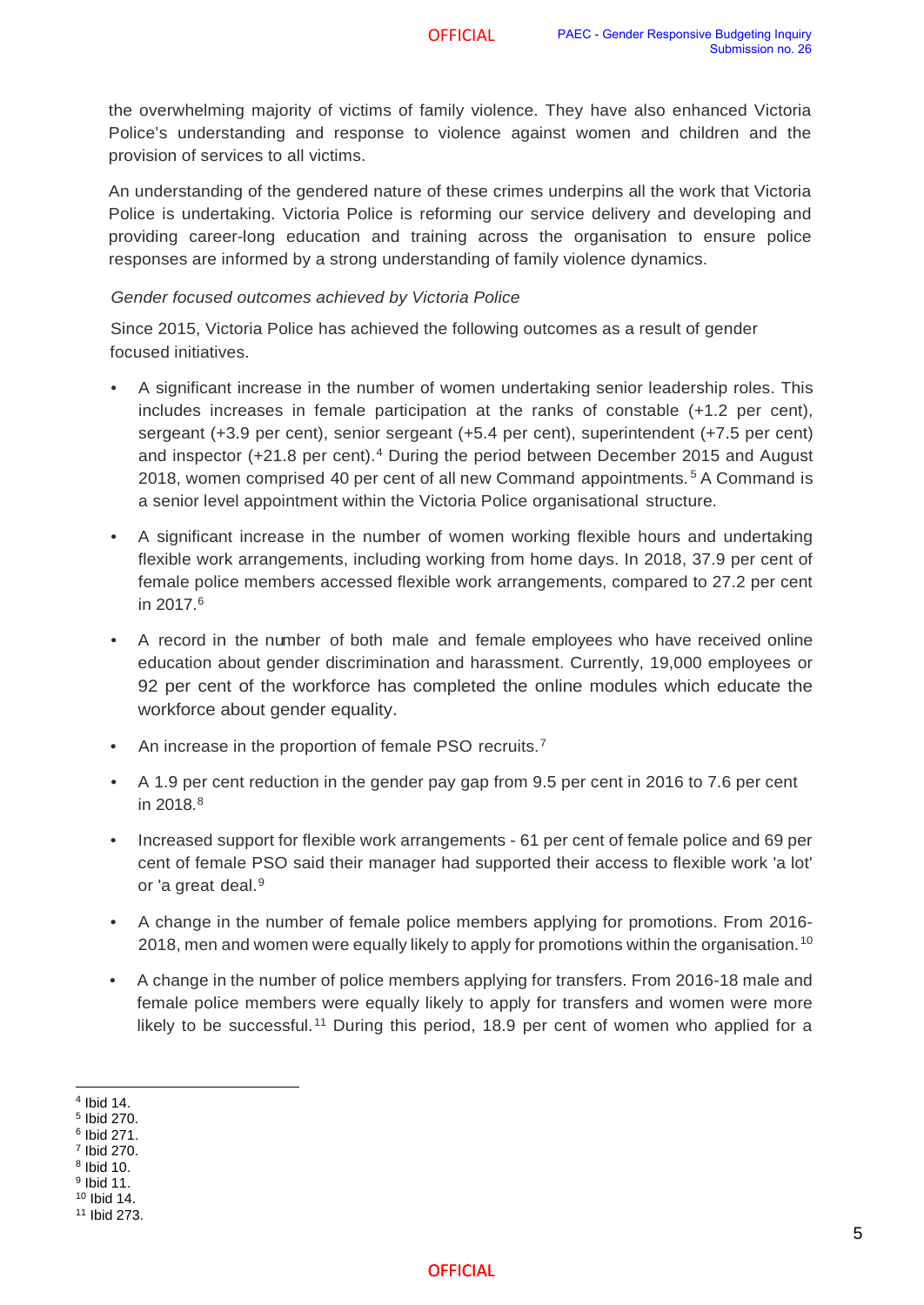the overwhelming majority of victims of family violence. They have also enhanced Victoria Police's understanding and response to violence against women and children and the provision of services to all victims.

An understanding of the gendered nature of these crimes underpins all the work that Victoria Police is undertaking. Victoria Police is reforming our service delivery and developing and providing career-long education and training across the organisation to ensure police responses are informed by a strong understanding of family violence dynamics.

*Gender focused outcomes achieved by Victoria Police*

Since 2015, Victoria Police has achieved the following outcomes as a result of gender focused initiatives.

- A significant increase in the number of women undertaking senior leadership roles. This includes increases in female participation at the ranks of constable (+1.2 per cent), sergeant (+3.9 per cent), senior sergeant (+5.4 per cent), superintendent (+7.5 per cent) and inspector (+21.8 per cent).[4] During the period between December 2015 and August 2018, women comprised 40 per cent of all new Command appointments.[5] A Command is a senior level appointment within the Victoria Police organisational structure.
- A significant increase in the number of women working flexible hours and undertaking flexible work arrangements, including working from home days. In 2018, 37.9 per cent of female police members accessed flexible work arrangements, compared to 27.2 per cent in 2017.[6]
- A record in the number of both male and female employees who have received online education about gender discrimination and harassment. Currently, 19,000 employees or 92 per cent of the workforce has completed the online modules which educate the workforce about gender equality.
- An increase in the proportion of female PSO recruits.[7]
- A 1.9 per cent reduction in the gender pay gap from 9.5 per cent in 2016 to 7.6 per cent in 2018.[8]
- Increased support for flexible work arrangements - 61 per cent of female police and 69 per cent of female PSO said their manager had supported their access to flexible work 'a lot' or 'a great deal.[9]
- A change in the number of female police members applying for promotions. From 2016-2018, men and women were equally likely to apply for promotions within the organisation.[10]
- A change in the number of police members applying for transfers. From 2016-18 male and female police members were equally likely to apply for transfers and women were more likely to be successful.[11] During this period, 18.9 per cent of women who applied for a

[4] Ibid 14.
[5] Ibid 270.
[6] Ibid 271.
[7] Ibid 270.
[8] Ibid 10.
[9] Ibid 11.
[10] Ibid 14.
[11] Ibid 273.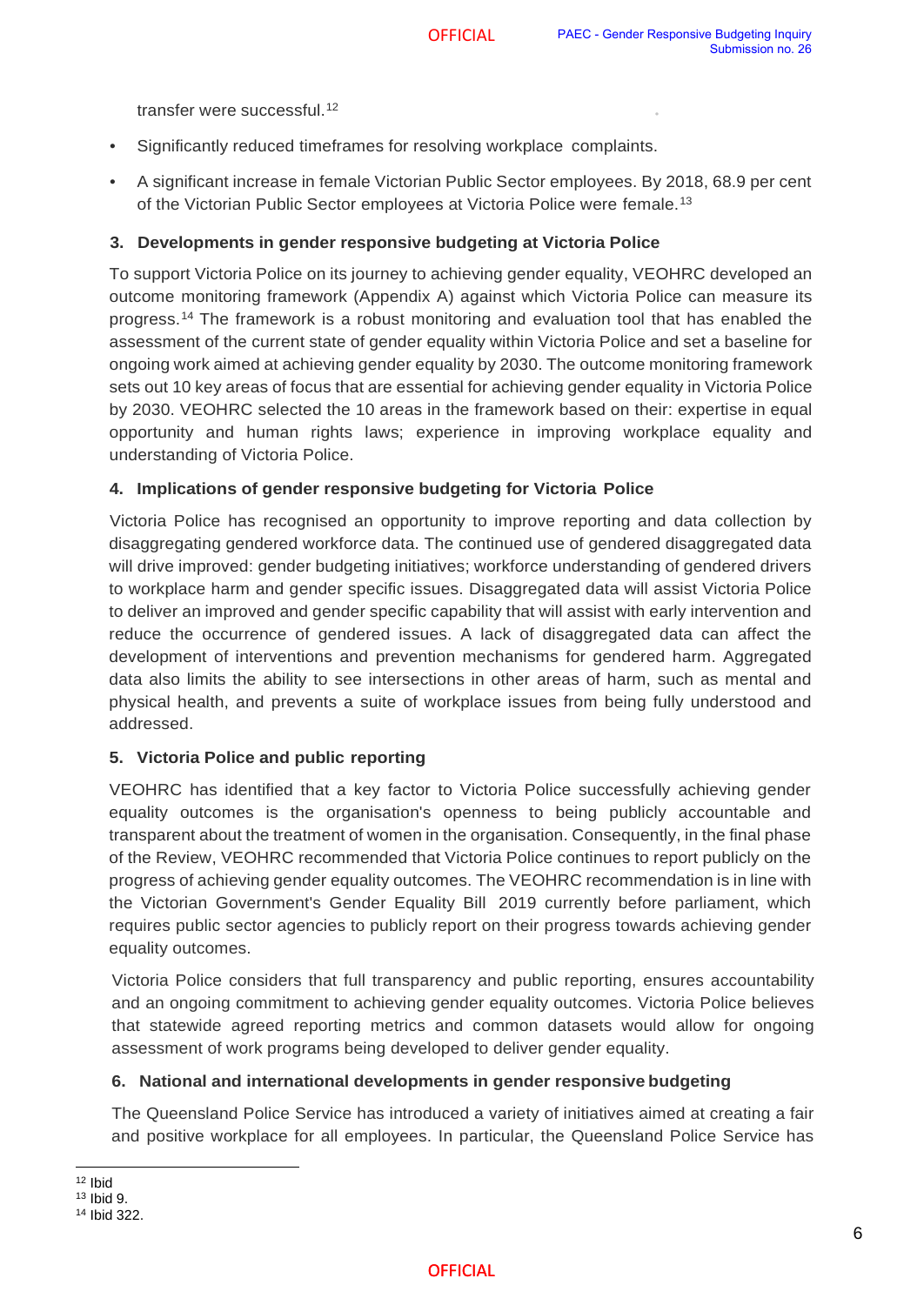transfer were successful.[12]

- Significantly reduced timeframes for resolving workplace complaints.
- A significant increase in female Victorian Public Sector employees. By 2018, 68.9 per cent of the Victorian Public Sector employees at Victoria Police were female.[13]

### 3. Developments in gender responsive budgeting at Victoria Police

To support Victoria Police on its journey to achieving gender equality, VEOHRC developed an outcome monitoring framework (Appendix A) against which Victoria Police can measure its progress.[14] The framework is a robust monitoring and evaluation tool that has enabled the assessment of the current state of gender equality within Victoria Police and set a baseline for ongoing work aimed at achieving gender equality by 2030. The outcome monitoring framework sets out 10 key areas of focus that are essential for achieving gender equality in Victoria Police by 2030. VEOHRC selected the 10 areas in the framework based on their: expertise in equal opportunity and human rights laws; experience in improving workplace equality and understanding of Victoria Police.

### 4. Implications of gender responsive budgeting for Victoria Police

Victoria Police has recognised an opportunity to improve reporting and data collection by disaggregating gendered workforce data. The continued use of gendered disaggregated data will drive improved: gender budgeting initiatives; workforce understanding of gendered drivers to workplace harm and gender specific issues. Disaggregated data will assist Victoria Police to deliver an improved and gender specific capability that will assist with early intervention and reduce the occurrence of gendered issues. A lack of disaggregated data can affect the development of interventions and prevention mechanisms for gendered harm. Aggregated data also limits the ability to see intersections in other areas of harm, such as mental and physical health, and prevents a suite of workplace issues from being fully understood and addressed.

### 5. Victoria Police and public reporting

VEOHRC has identified that a key factor to Victoria Police successfully achieving gender equality outcomes is the organisation's openness to being publicly accountable and transparent about the treatment of women in the organisation. Consequently, in the final phase of the Review, VEOHRC recommended that Victoria Police continues to report publicly on the progress of achieving gender equality outcomes. The VEOHRC recommendation is in line with the Victorian Government's Gender Equality Bill 2019 currently before parliament, which requires public sector agencies to publicly report on their progress towards achieving gender equality outcomes.

Victoria Police considers that full transparency and public reporting, ensures accountability and an ongoing commitment to achieving gender equality outcomes. Victoria Police believes that statewide agreed reporting metrics and common datasets would allow for ongoing assessment of work programs being developed to deliver gender equality.

### 6. National and international developments in gender responsive budgeting

The Queensland Police Service has introduced a variety of initiatives aimed at creating a fair and positive workplace for all employees. In particular, the Queensland Police Service has

---

[12] Ibid
[13] Ibid 9.
[14] Ibid 322.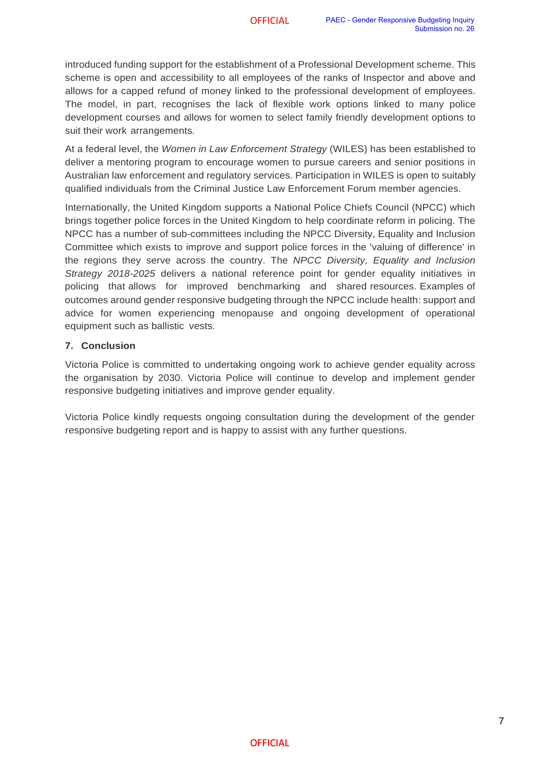introduced funding support for the establishment of a Professional Development scheme. This scheme is open and accessibility to all employees of the ranks of Inspector and above and allows for a capped refund of money linked to the professional development of employees. The model, in part, recognises the lack of flexible work options linked to many police development courses and allows for women to select family friendly development options to suit their work arrangements.

At a federal level, the *Women in Law Enforcement Strategy* (WILES) has been established to deliver a mentoring program to encourage women to pursue careers and senior positions in Australian law enforcement and regulatory services. Participation in WILES is open to suitably qualified individuals from the Criminal Justice Law Enforcement Forum member agencies.

Internationally, the United Kingdom supports a National Police Chiefs Council (NPCC) which brings together police forces in the United Kingdom to help coordinate reform in policing. The NPCC has a number of sub-committees including the NPCC Diversity, Equality and Inclusion Committee which exists to improve and support police forces in the 'valuing of difference' in the regions they serve across the country. The *NPCC Diversity, Equality and Inclusion Strategy 2018-2025* delivers a national reference point for gender equality initiatives in policing that allows for improved benchmarking and shared resources. Examples of outcomes around gender responsive budgeting through the NPCC include health: support and advice for women experiencing menopause and ongoing development of operational equipment such as ballistic vests.

## 7. Conclusion

Victoria Police is committed to undertaking ongoing work to achieve gender equality across the organisation by 2030. Victoria Police will continue to develop and implement gender responsive budgeting initiatives and improve gender equality.

Victoria Police kindly requests ongoing consultation during the development of the gender responsive budgeting report and is happy to assist with any further questions.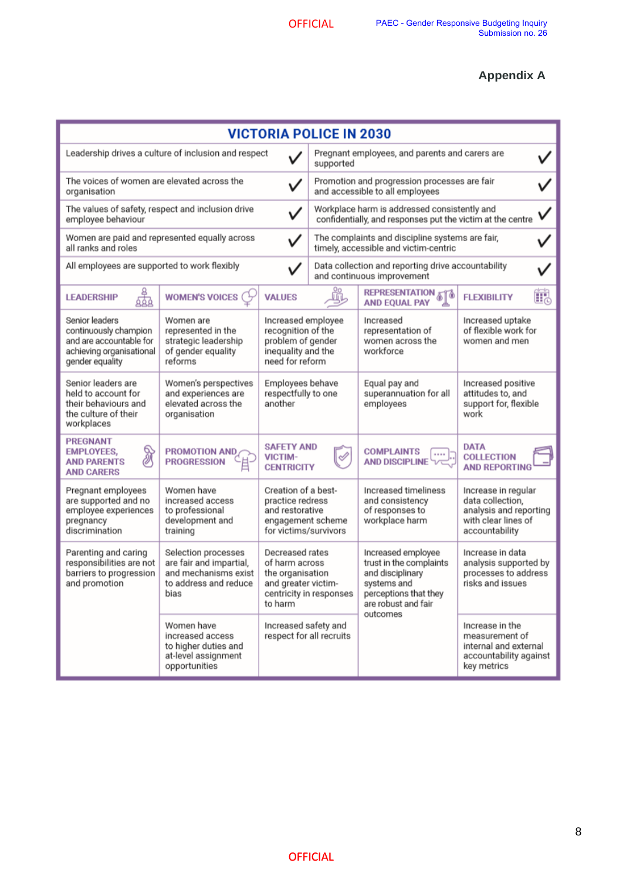## Appendix A

### VICTORIA POLICE IN 2030

| | |
|---|---|
| Leadership drives a culture of inclusion and respect ✓ | Pregnant employees, and parents and carers are supported ✓ |
| The voices of women are elevated across the organisation ✓ | Promotion and progression processes are fair and accessible to all employees ✓ |
| The values of safety, respect and inclusion drive employee behaviour ✓ | Workplace harm is addressed consistently and confidentially, and responses put the victim at the centre ✓ |
| Women are paid and represented equally across all ranks and roles ✓ | The complaints and discipline systems are fair, timely, accessible and victim-centric ✓ |
| All employees are supported to work flexibly ✓ | Data collection and reporting drive accountability and continuous improvement ✓ |

| LEADERSHIP | WOMEN'S VOICES | VALUES | REPRESENTATION AND EQUAL PAY | FLEXIBILITY |
|---|---|---|---|---|
| Senior leaders continuously champion and are accountable for achieving organisational gender equality | Women are represented in the strategic leadership of gender equality reforms | Increased employee recognition of the problem of gender inequality and the need for reform | Increased representation of women across the workforce | Increased uptake of flexible work for women and men |
| Senior leaders are held to account for their behaviours and the culture of their workplaces | Women's perspectives and experiences are elevated across the organisation | Employees behave respectfully to one another | Equal pay and superannuation for all employees | Increased positive attitudes to, and support for, flexible work |
| **PREGNANT EMPLOYEES, AND PARENTS AND CARERS** | **PROMOTION AND PROGRESSION** | **SAFETY AND VICTIM-CENTRICITY** | **COMPLAINTS AND DISCIPLINE** | **DATA COLLECTION AND REPORTING** |
| Pregnant employees are supported and no employee experiences pregnancy discrimination | Women have increased access to professional development and training | Creation of a best-practice redress and restorative engagement scheme for victims/survivors | Increased timeliness and consistency of responses to workplace harm | Increase in regular data collection, analysis and reporting with clear lines of accountability |
| Parenting and caring responsibilities are not barriers to progression and promotion | Selection processes are fair and impartial, and mechanisms exist to address and reduce bias | Decreased rates of harm across the organisation and greater victim-centricity in responses to harm | Increased employee trust in the complaints and disciplinary systems and perceptions that they are robust and fair outcomes | Increase in data analysis supported by processes to address risks and issues |
| | Women have increased access to higher duties and at-level assignment opportunities | Increased safety and respect for all recruits | | Increase in the measurement of internal and external accountability against key metrics |